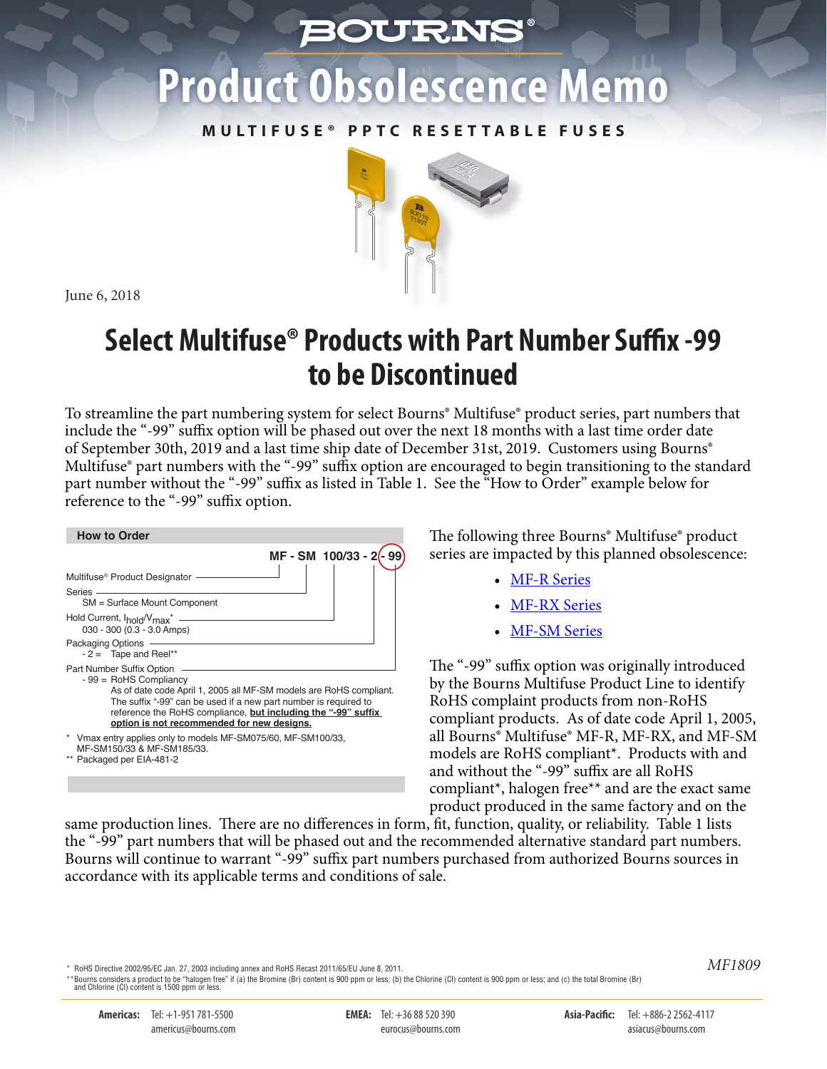# Product Obsolescence Memo

**MULTIFUSE® PPTC RESETTABLE FUSES**

June 6, 2018

## Select Multifuse® Products with Part Number Suffix -99 to be Discontinued

To streamline the part numbering system for select Bourns® Multifuse® product series, part numbers that include the "-99" suffix option will be phased out over the next 18 months with a last time order date of September 30th, 2019 and a last time ship date of December 31st, 2019. Customers using Bourns® Multifuse® part numbers with the "-99" suffix option are encouraged to begin transitioning to the standard part number without the "-99" suffix as listed in Table 1. See the "How to Order" example below for reference to the "-99" suffix option.

**How to Order**

**MF - SM 100/33 - 2 - 99**

- Multifuse® Product Designator
- Series
  - SM = Surface Mount Component
- Hold Current, $I_{hold}/V_{max}$*
  - 030 - 300 (0.3 - 3.0 Amps)
- Packaging Options
  - -2 = Tape and Reel**
- Part Number Suffix Option
  - -99 = RoHS Compliancy
    As of date code April 1, 2005 all MF-SM models are RoHS compliant. The suffix "-99" can be used if a new part number is required to reference the RoHS compliance, **but including the "-99" suffix option is not recommended for new designs.**

\* Vmax entry applies only to models MF-SM075/60, MF-SM100/33, MF-SM150/33 & MF-SM185/33.
\*\* Packaged per EIA-481-2

The following three Bourns® Multifuse® product series are impacted by this planned obsolescence:

- MF-R Series
- MF-RX Series
- MF-SM Series

The "-99" suffix option was originally introduced by the Bourns Multifuse Product Line to identify RoHS complaint products from non-RoHS compliant products. As of date code April 1, 2005, all Bourns® Multifuse® MF-R, MF-RX, and MF-SM models are RoHS compliant*. Products with and without the "-99" suffix are all RoHS compliant*, halogen free** and are the exact same product produced in the same factory and on the same production lines. There are no differences in form, fit, function, quality, or reliability. Table 1 lists the "-99" part numbers that will be phased out and the recommended alternative standard part numbers. Bourns will continue to warrant "-99" suffix part numbers purchased from authorized Bourns sources in accordance with its applicable terms and conditions of sale.

\* RoHS Directive 2002/95/EC Jan. 27, 2003 including annex and RoHS Recast 2011/65/EU June 8, 2011.
\*\*Bourns considers a product to be "halogen free" if (a) the Bromine (Br) content is 900 ppm or less; (b) the Chlorine (Cl) content is 900 ppm or less; and (c) the total Bromine (Br) and Chlorine (Cl) content is 1500 ppm or less.

*MF1809*

**Americas:** Tel: +1-951 781-5500 americus@bourns.com
**EMEA:** Tel: +36 88 520 390 eurocus@bourns.com
**Asia-Pacific:** Tel: +886-2 2562-4117 asiacus@bourns.com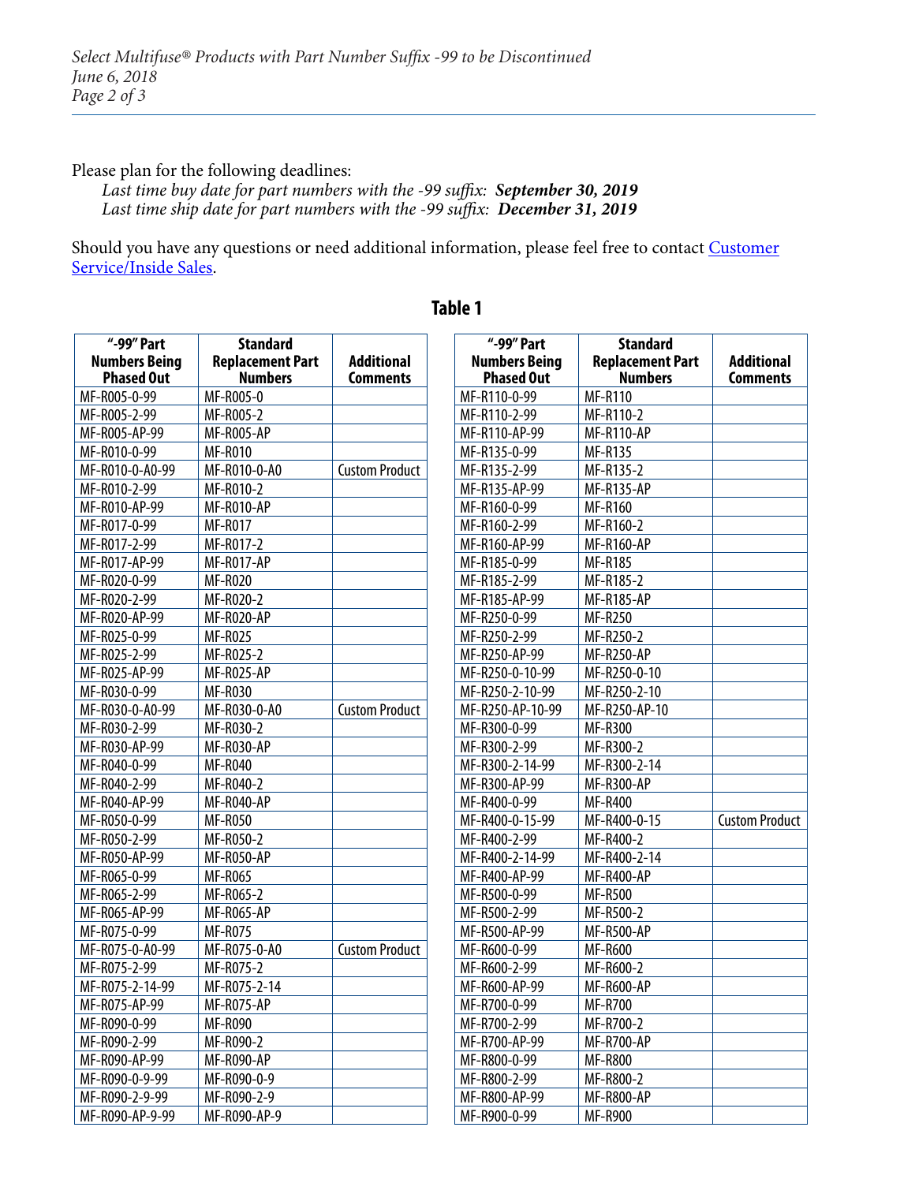Please plan for the following deadlines:

*Last time buy date for part numbers with the -99 suffix:* ***September 30, 2019***
*Last time ship date for part numbers with the -99 suffix:* ***December 31, 2019***

Should you have any questions or need additional information, please feel free to contact Customer Service/Inside Sales.

## Table 1

| "-99" Part Numbers Being Phased Out | Standard Replacement Part Numbers | Additional Comments |
|---|---|---|
| MF-R005-0-99 | MF-R005-0 | |
| MF-R005-2-99 | MF-R005-2 | |
| MF-R005-AP-99 | MF-R005-AP | |
| MF-R010-0-99 | MF-R010 | |
| MF-R010-0-A0-99 | MF-R010-0-A0 | Custom Product |
| MF-R010-2-99 | MF-R010-2 | |
| MF-R010-AP-99 | MF-R010-AP | |
| MF-R017-0-99 | MF-R017 | |
| MF-R017-2-99 | MF-R017-2 | |
| MF-R017-AP-99 | MF-R017-AP | |
| MF-R020-0-99 | MF-R020 | |
| MF-R020-2-99 | MF-R020-2 | |
| MF-R020-AP-99 | MF-R020-AP | |
| MF-R025-0-99 | MF-R025 | |
| MF-R025-2-99 | MF-R025-2 | |
| MF-R025-AP-99 | MF-R025-AP | |
| MF-R030-0-99 | MF-R030 | |
| MF-R030-0-A0-99 | MF-R030-0-A0 | Custom Product |
| MF-R030-2-99 | MF-R030-2 | |
| MF-R030-AP-99 | MF-R030-AP | |
| MF-R040-0-99 | MF-R040 | |
| MF-R040-2-99 | MF-R040-2 | |
| MF-R040-AP-99 | MF-R040-AP | |
| MF-R050-0-99 | MF-R050 | |
| MF-R050-2-99 | MF-R050-2 | |
| MF-R050-AP-99 | MF-R050-AP | |
| MF-R065-0-99 | MF-R065 | |
| MF-R065-2-99 | MF-R065-2 | |
| MF-R065-AP-99 | MF-R065-AP | |
| MF-R075-0-99 | MF-R075 | |
| MF-R075-0-A0-99 | MF-R075-0-A0 | Custom Product |
| MF-R075-2-99 | MF-R075-2 | |
| MF-R075-2-14-99 | MF-R075-2-14 | |
| MF-R075-AP-99 | MF-R075-AP | |
| MF-R090-0-99 | MF-R090 | |
| MF-R090-2-99 | MF-R090-2 | |
| MF-R090-AP-99 | MF-R090-AP | |
| MF-R090-0-9-99 | MF-R090-0-9 | |
| MF-R090-2-9-99 | MF-R090-2-9 | |
| MF-R090-AP-9-99 | MF-R090-AP-9 | |
| MF-R110-0-99 | MF-R110 | |
| MF-R110-2-99 | MF-R110-2 | |
| MF-R110-AP-99 | MF-R110-AP | |
| MF-R135-0-99 | MF-R135 | |
| MF-R135-2-99 | MF-R135-2 | |
| MF-R135-AP-99 | MF-R135-AP | |
| MF-R160-0-99 | MF-R160 | |
| MF-R160-2-99 | MF-R160-2 | |
| MF-R160-AP-99 | MF-R160-AP | |
| MF-R185-0-99 | MF-R185 | |
| MF-R185-2-99 | MF-R185-2 | |
| MF-R185-AP-99 | MF-R185-AP | |
| MF-R250-0-99 | MF-R250 | |
| MF-R250-2-99 | MF-R250-2 | |
| MF-R250-AP-99 | MF-R250-AP | |
| MF-R250-0-10-99 | MF-R250-0-10 | |
| MF-R250-2-10-99 | MF-R250-2-10 | |
| MF-R250-AP-10-99 | MF-R250-AP-10 | |
| MF-R300-0-99 | MF-R300 | |
| MF-R300-2-99 | MF-R300-2 | |
| MF-R300-2-14-99 | MF-R300-2-14 | |
| MF-R300-AP-99 | MF-R300-AP | |
| MF-R400-0-99 | MF-R400 | |
| MF-R400-0-15-99 | MF-R400-0-15 | Custom Product |
| MF-R400-2-99 | MF-R400-2 | |
| MF-R400-2-14-99 | MF-R400-2-14 | |
| MF-R400-AP-99 | MF-R400-AP | |
| MF-R500-0-99 | MF-R500 | |
| MF-R500-2-99 | MF-R500-2 | |
| MF-R500-AP-99 | MF-R500-AP | |
| MF-R600-0-99 | MF-R600 | |
| MF-R600-2-99 | MF-R600-2 | |
| MF-R600-AP-99 | MF-R600-AP | |
| MF-R700-0-99 | MF-R700 | |
| MF-R700-2-99 | MF-R700-2 | |
| MF-R700-AP-99 | MF-R700-AP | |
| MF-R800-0-99 | MF-R800 | |
| MF-R800-2-99 | MF-R800-2 | |
| MF-R800-AP-99 | MF-R800-AP | |
| MF-R900-0-99 | MF-R900 | |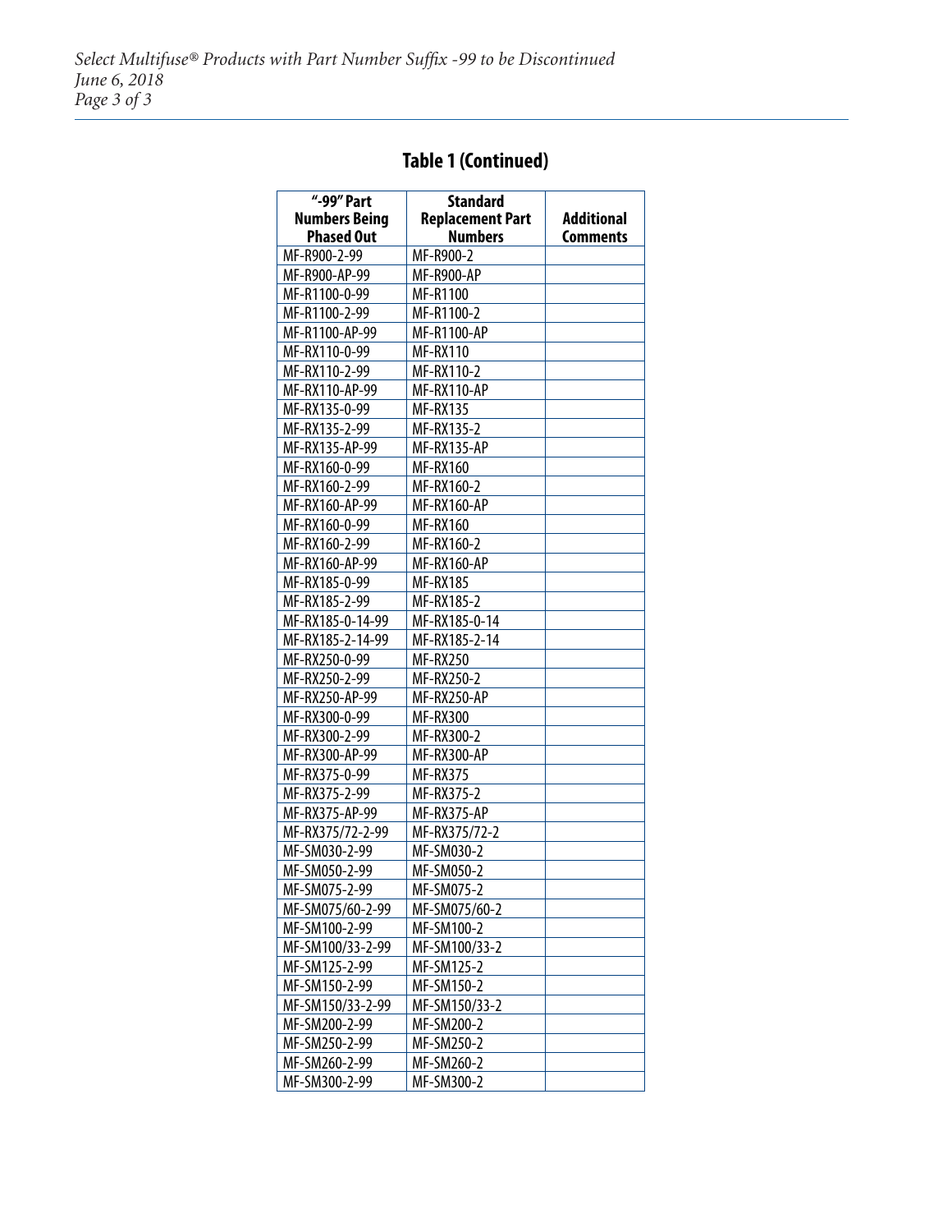## Table 1 (Continued)

| "-99" Part Numbers Being Phased Out | Standard Replacement Part Numbers | Additional Comments |
|---|---|---|
| MF-R900-2-99 | MF-R900-2 | |
| MF-R900-AP-99 | MF-R900-AP | |
| MF-R1100-0-99 | MF-R1100 | |
| MF-R1100-2-99 | MF-R1100-2 | |
| MF-R1100-AP-99 | MF-R1100-AP | |
| MF-RX110-0-99 | MF-RX110 | |
| MF-RX110-2-99 | MF-RX110-2 | |
| MF-RX110-AP-99 | MF-RX110-AP | |
| MF-RX135-0-99 | MF-RX135 | |
| MF-RX135-2-99 | MF-RX135-2 | |
| MF-RX135-AP-99 | MF-RX135-AP | |
| MF-RX160-0-99 | MF-RX160 | |
| MF-RX160-2-99 | MF-RX160-2 | |
| MF-RX160-AP-99 | MF-RX160-AP | |
| MF-RX160-0-99 | MF-RX160 | |
| MF-RX160-2-99 | MF-RX160-2 | |
| MF-RX160-AP-99 | MF-RX160-AP | |
| MF-RX185-0-99 | MF-RX185 | |
| MF-RX185-2-99 | MF-RX185-2 | |
| MF-RX185-0-14-99 | MF-RX185-0-14 | |
| MF-RX185-2-14-99 | MF-RX185-2-14 | |
| MF-RX250-0-99 | MF-RX250 | |
| MF-RX250-2-99 | MF-RX250-2 | |
| MF-RX250-AP-99 | MF-RX250-AP | |
| MF-RX300-0-99 | MF-RX300 | |
| MF-RX300-2-99 | MF-RX300-2 | |
| MF-RX300-AP-99 | MF-RX300-AP | |
| MF-RX375-0-99 | MF-RX375 | |
| MF-RX375-2-99 | MF-RX375-2 | |
| MF-RX375-AP-99 | MF-RX375-AP | |
| MF-RX375/72-2-99 | MF-RX375/72-2 | |
| MF-SM030-2-99 | MF-SM030-2 | |
| MF-SM050-2-99 | MF-SM050-2 | |
| MF-SM075-2-99 | MF-SM075-2 | |
| MF-SM075/60-2-99 | MF-SM075/60-2 | |
| MF-SM100-2-99 | MF-SM100-2 | |
| MF-SM100/33-2-99 | MF-SM100/33-2 | |
| MF-SM125-2-99 | MF-SM125-2 | |
| MF-SM150-2-99 | MF-SM150-2 | |
| MF-SM150/33-2-99 | MF-SM150/33-2 | |
| MF-SM200-2-99 | MF-SM200-2 | |
| MF-SM250-2-99 | MF-SM250-2 | |
| MF-SM260-2-99 | MF-SM260-2 | |
| MF-SM300-2-99 | MF-SM300-2 | |